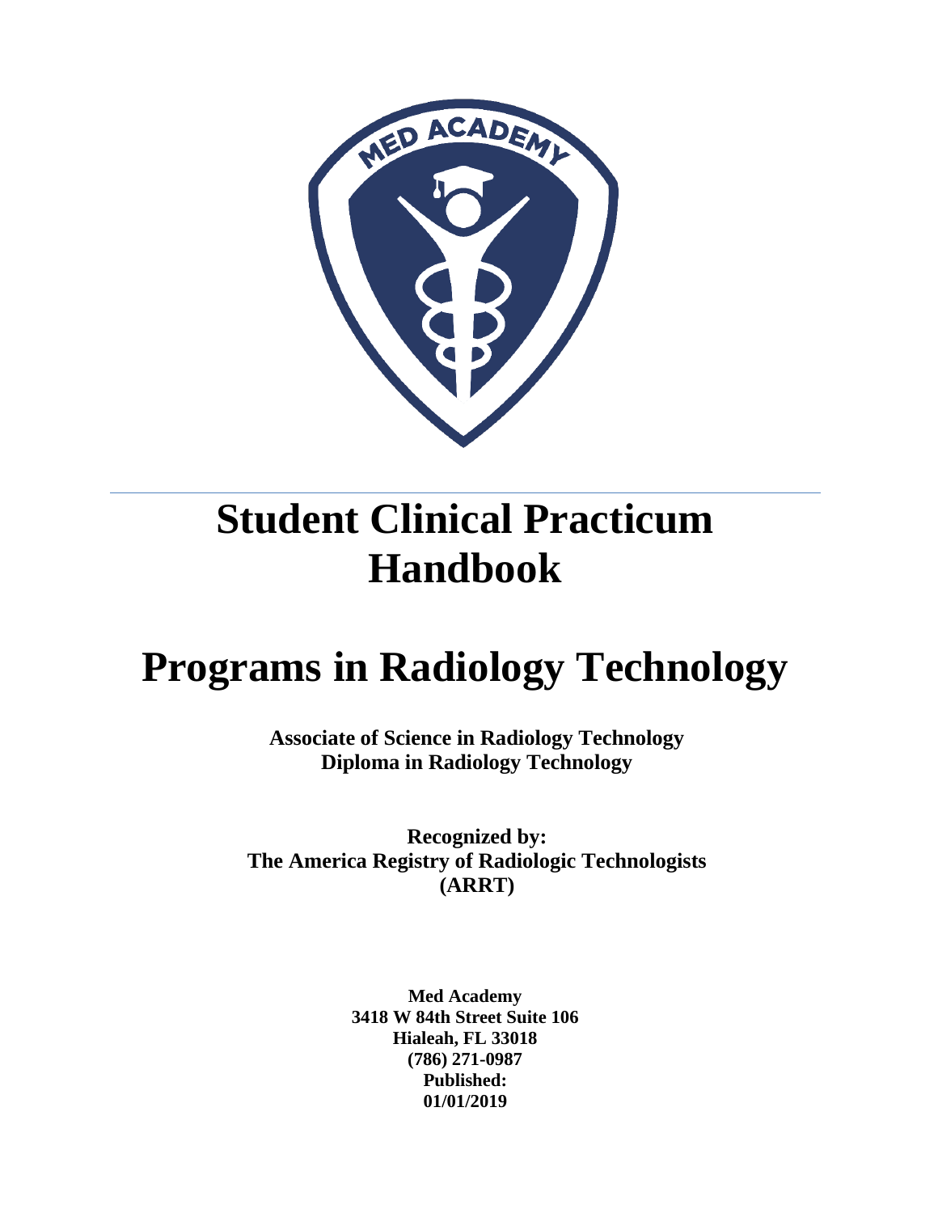# Student Clinical Practicum Handbook

# Programs in Radiology Technology

**Associate of Science in Radiology Technology**
**Diploma in Radiology Technology**

**Recognized by:**
**The America Registry of Radiologic Technologists (ARRT)**

**Med Academy**
**3418 W 84th Street Suite 106**
**Hialeah, FL 33018**
**(786) 271-0987**
**Published:**
**01/01/2019**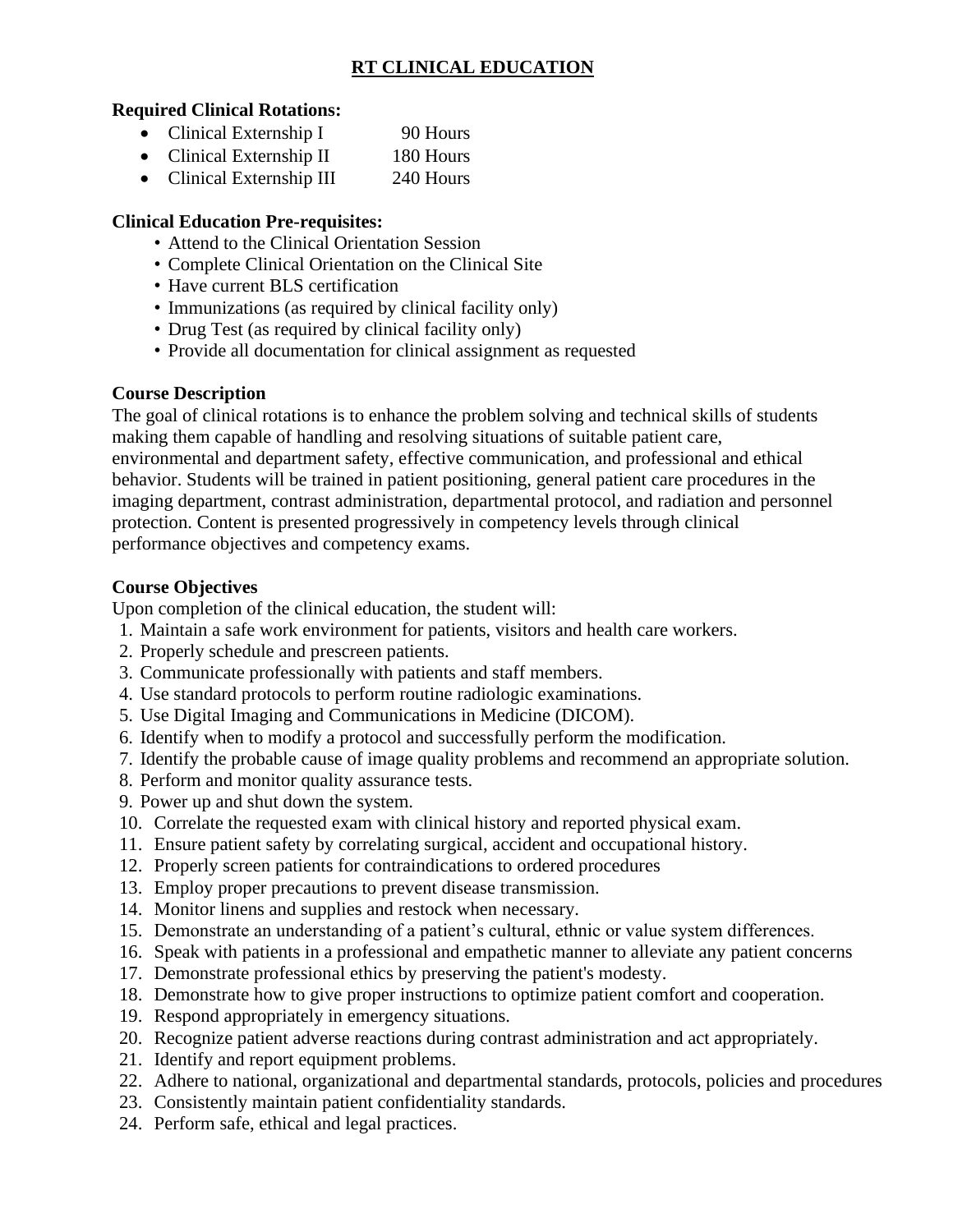# RT CLINICAL EDUCATION

**Required Clinical Rotations:**

- Clinical Externship I 90 Hours
- Clinical Externship II 180 Hours
- Clinical Externship III 240 Hours

**Clinical Education Pre-requisites:**

- Attend to the Clinical Orientation Session
- Complete Clinical Orientation on the Clinical Site
- Have current BLS certification
- Immunizations (as required by clinical facility only)
- Drug Test (as required by clinical facility only)
- Provide all documentation for clinical assignment as requested

**Course Description**

The goal of clinical rotations is to enhance the problem solving and technical skills of students making them capable of handling and resolving situations of suitable patient care, environmental and department safety, effective communication, and professional and ethical behavior. Students will be trained in patient positioning, general patient care procedures in the imaging department, contrast administration, departmental protocol, and radiation and personnel protection. Content is presented progressively in competency levels through clinical performance objectives and competency exams.

**Course Objectives**

Upon completion of the clinical education, the student will:

1. Maintain a safe work environment for patients, visitors and health care workers.
2. Properly schedule and prescreen patients.
3. Communicate professionally with patients and staff members.
4. Use standard protocols to perform routine radiologic examinations.
5. Use Digital Imaging and Communications in Medicine (DICOM).
6. Identify when to modify a protocol and successfully perform the modification.
7. Identify the probable cause of image quality problems and recommend an appropriate solution.
8. Perform and monitor quality assurance tests.
9. Power up and shut down the system.
10. Correlate the requested exam with clinical history and reported physical exam.
11. Ensure patient safety by correlating surgical, accident and occupational history.
12. Properly screen patients for contraindications to ordered procedures
13. Employ proper precautions to prevent disease transmission.
14. Monitor linens and supplies and restock when necessary.
15. Demonstrate an understanding of a patient's cultural, ethnic or value system differences.
16. Speak with patients in a professional and empathetic manner to alleviate any patient concerns
17. Demonstrate professional ethics by preserving the patient's modesty.
18. Demonstrate how to give proper instructions to optimize patient comfort and cooperation.
19. Respond appropriately in emergency situations.
20. Recognize patient adverse reactions during contrast administration and act appropriately.
21. Identify and report equipment problems.
22. Adhere to national, organizational and departmental standards, protocols, policies and procedures
23. Consistently maintain patient confidentiality standards.
24. Perform safe, ethical and legal practices.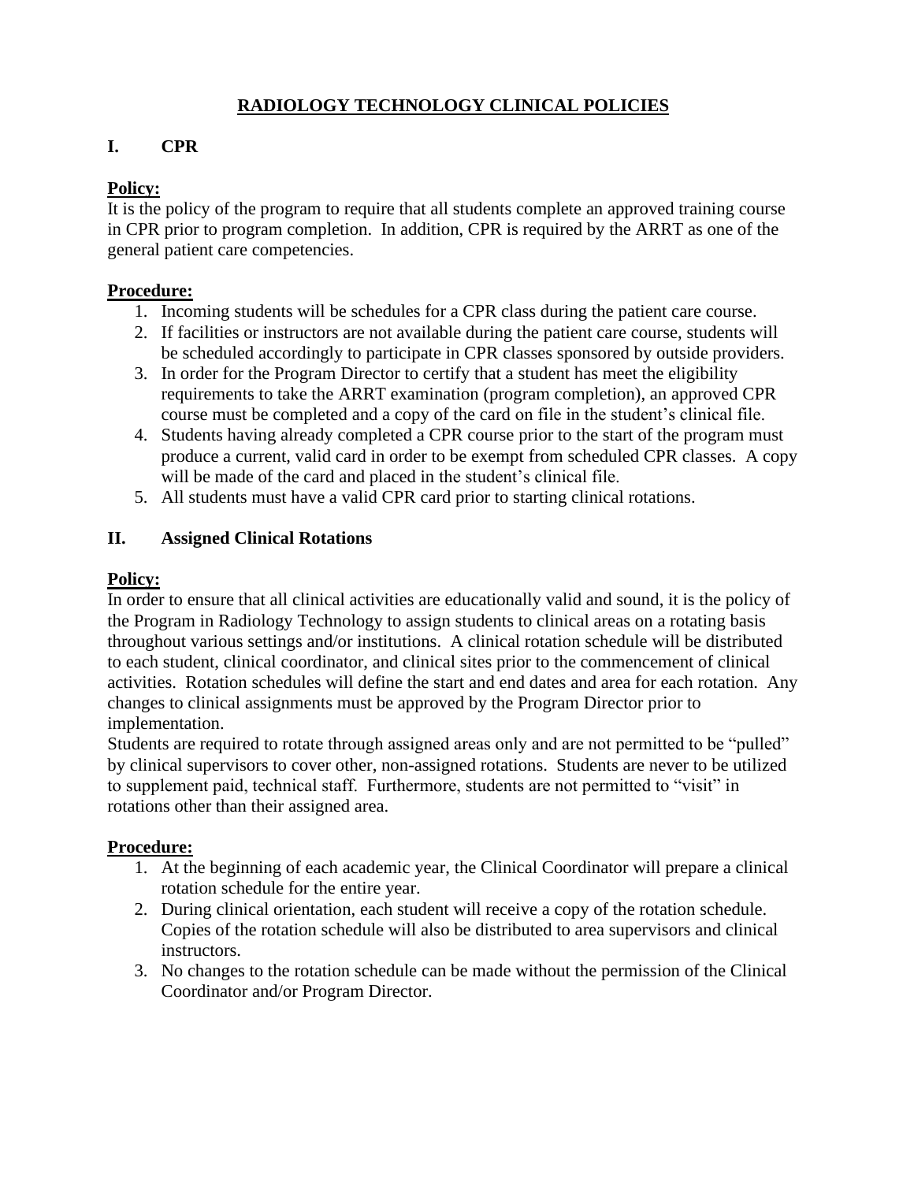# RADIOLOGY TECHNOLOGY CLINICAL POLICIES

## I. CPR

**Policy:**

It is the policy of the program to require that all students complete an approved training course in CPR prior to program completion. In addition, CPR is required by the ARRT as one of the general patient care competencies.

**Procedure:**

1. Incoming students will be schedules for a CPR class during the patient care course.
2. If facilities or instructors are not available during the patient care course, students will be scheduled accordingly to participate in CPR classes sponsored by outside providers.
3. In order for the Program Director to certify that a student has meet the eligibility requirements to take the ARRT examination (program completion), an approved CPR course must be completed and a copy of the card on file in the student's clinical file.
4. Students having already completed a CPR course prior to the start of the program must produce a current, valid card in order to be exempt from scheduled CPR classes. A copy will be made of the card and placed in the student's clinical file.
5. All students must have a valid CPR card prior to starting clinical rotations.

## II. Assigned Clinical Rotations

**Policy:**

In order to ensure that all clinical activities are educationally valid and sound, it is the policy of the Program in Radiology Technology to assign students to clinical areas on a rotating basis throughout various settings and/or institutions. A clinical rotation schedule will be distributed to each student, clinical coordinator, and clinical sites prior to the commencement of clinical activities. Rotation schedules will define the start and end dates and area for each rotation. Any changes to clinical assignments must be approved by the Program Director prior to implementation.

Students are required to rotate through assigned areas only and are not permitted to be "pulled" by clinical supervisors to cover other, non-assigned rotations. Students are never to be utilized to supplement paid, technical staff. Furthermore, students are not permitted to "visit" in rotations other than their assigned area.

**Procedure:**

1. At the beginning of each academic year, the Clinical Coordinator will prepare a clinical rotation schedule for the entire year.
2. During clinical orientation, each student will receive a copy of the rotation schedule. Copies of the rotation schedule will also be distributed to area supervisors and clinical instructors.
3. No changes to the rotation schedule can be made without the permission of the Clinical Coordinator and/or Program Director.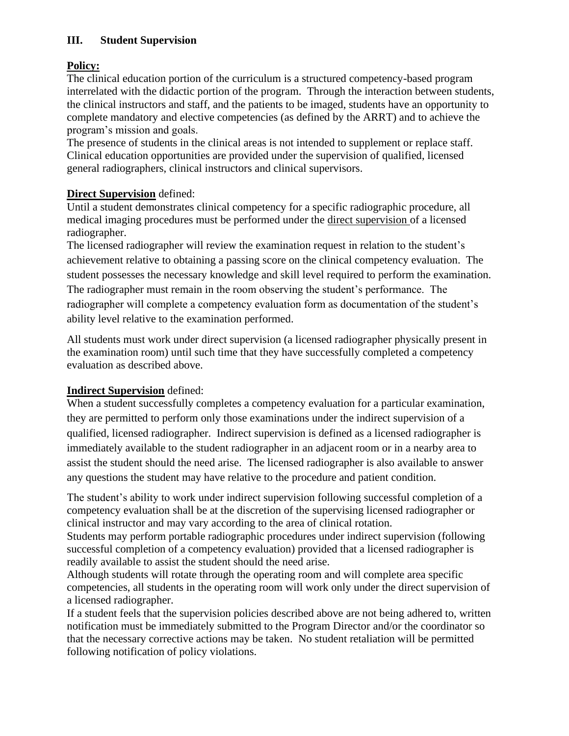## III. Student Supervision

**Policy:**

The clinical education portion of the curriculum is a structured competency-based program interrelated with the didactic portion of the program. Through the interaction between students, the clinical instructors and staff, and the patients to be imaged, students have an opportunity to complete mandatory and elective competencies (as defined by the ARRT) and to achieve the program's mission and goals.

The presence of students in the clinical areas is not intended to supplement or replace staff. Clinical education opportunities are provided under the supervision of qualified, licensed general radiographers, clinical instructors and clinical supervisors.

**Direct Supervision** defined:

Until a student demonstrates clinical competency for a specific radiographic procedure, all medical imaging procedures must be performed under the direct supervision of a licensed radiographer.

The licensed radiographer will review the examination request in relation to the student's achievement relative to obtaining a passing score on the clinical competency evaluation. The student possesses the necessary knowledge and skill level required to perform the examination. The radiographer must remain in the room observing the student's performance. The radiographer will complete a competency evaluation form as documentation of the student's ability level relative to the examination performed.

All students must work under direct supervision (a licensed radiographer physically present in the examination room) until such time that they have successfully completed a competency evaluation as described above.

**Indirect Supervision** defined:

When a student successfully completes a competency evaluation for a particular examination, they are permitted to perform only those examinations under the indirect supervision of a qualified, licensed radiographer. Indirect supervision is defined as a licensed radiographer is immediately available to the student radiographer in an adjacent room or in a nearby area to assist the student should the need arise. The licensed radiographer is also available to answer any questions the student may have relative to the procedure and patient condition.

The student's ability to work under indirect supervision following successful completion of a competency evaluation shall be at the discretion of the supervising licensed radiographer or clinical instructor and may vary according to the area of clinical rotation.

Students may perform portable radiographic procedures under indirect supervision (following successful completion of a competency evaluation) provided that a licensed radiographer is readily available to assist the student should the need arise.

Although students will rotate through the operating room and will complete area specific competencies, all students in the operating room will work only under the direct supervision of a licensed radiographer.

If a student feels that the supervision policies described above are not being adhered to, written notification must be immediately submitted to the Program Director and/or the coordinator so that the necessary corrective actions may be taken. No student retaliation will be permitted following notification of policy violations.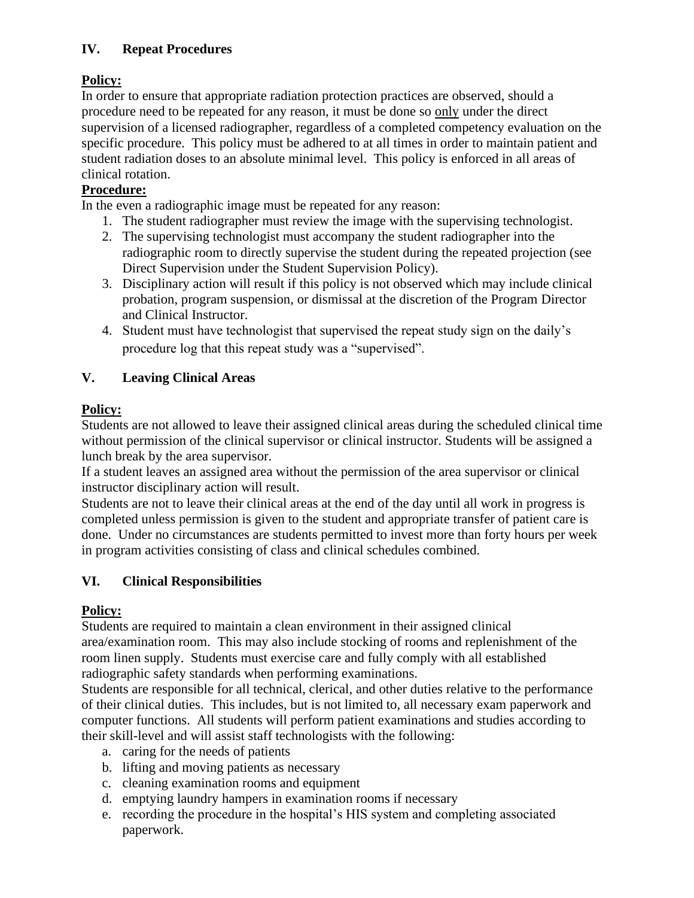## IV. Repeat Procedures

**Policy:**

In order to ensure that appropriate radiation protection practices are observed, should a procedure need to be repeated for any reason, it must be done so only under the direct supervision of a licensed radiographer, regardless of a completed competency evaluation on the specific procedure. This policy must be adhered to at all times in order to maintain patient and student radiation doses to an absolute minimal level. This policy is enforced in all areas of clinical rotation.

**Procedure:**

In the even a radiographic image must be repeated for any reason:

1. The student radiographer must review the image with the supervising technologist.
2. The supervising technologist must accompany the student radiographer into the radiographic room to directly supervise the student during the repeated projection (see Direct Supervision under the Student Supervision Policy).
3. Disciplinary action will result if this policy is not observed which may include clinical probation, program suspension, or dismissal at the discretion of the Program Director and Clinical Instructor.
4. Student must have technologist that supervised the repeat study sign on the daily's procedure log that this repeat study was a "supervised".

## V. Leaving Clinical Areas

**Policy:**

Students are not allowed to leave their assigned clinical areas during the scheduled clinical time without permission of the clinical supervisor or clinical instructor. Students will be assigned a lunch break by the area supervisor.

If a student leaves an assigned area without the permission of the area supervisor or clinical instructor disciplinary action will result.

Students are not to leave their clinical areas at the end of the day until all work in progress is completed unless permission is given to the student and appropriate transfer of patient care is done. Under no circumstances are students permitted to invest more than forty hours per week in program activities consisting of class and clinical schedules combined.

## VI. Clinical Responsibilities

**Policy:**

Students are required to maintain a clean environment in their assigned clinical area/examination room. This may also include stocking of rooms and replenishment of the room linen supply. Students must exercise care and fully comply with all established radiographic safety standards when performing examinations.

Students are responsible for all technical, clerical, and other duties relative to the performance of their clinical duties. This includes, but is not limited to, all necessary exam paperwork and computer functions. All students will perform patient examinations and studies according to their skill-level and will assist staff technologists with the following:

a. caring for the needs of patients
b. lifting and moving patients as necessary
c. cleaning examination rooms and equipment
d. emptying laundry hampers in examination rooms if necessary
e. recording the procedure in the hospital's HIS system and completing associated paperwork.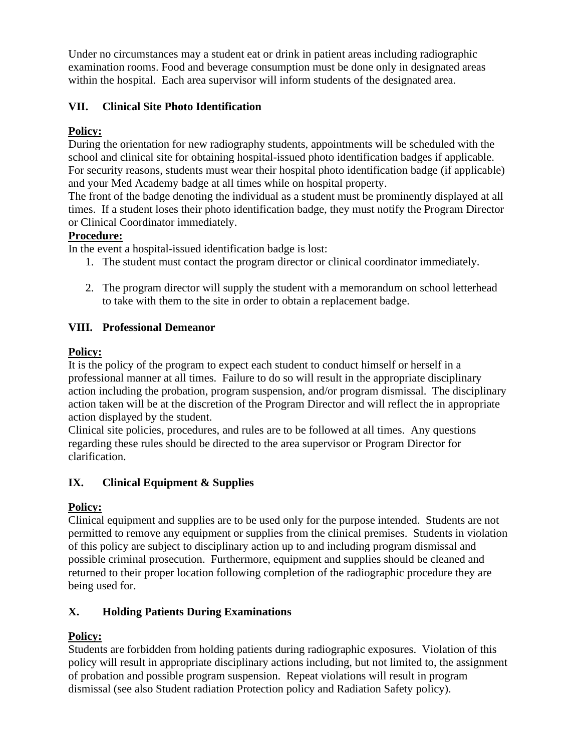Under no circumstances may a student eat or drink in patient areas including radiographic examination rooms. Food and beverage consumption must be done only in designated areas within the hospital. Each area supervisor will inform students of the designated area.

## VII. Clinical Site Photo Identification

**Policy:**

During the orientation for new radiography students, appointments will be scheduled with the school and clinical site for obtaining hospital-issued photo identification badges if applicable. For security reasons, students must wear their hospital photo identification badge (if applicable) and your Med Academy badge at all times while on hospital property.

The front of the badge denoting the individual as a student must be prominently displayed at all times. If a student loses their photo identification badge, they must notify the Program Director or Clinical Coordinator immediately.

**Procedure:**

In the event a hospital-issued identification badge is lost:

1. The student must contact the program director or clinical coordinator immediately.

2. The program director will supply the student with a memorandum on school letterhead to take with them to the site in order to obtain a replacement badge.

## VIII. Professional Demeanor

**Policy:**

It is the policy of the program to expect each student to conduct himself or herself in a professional manner at all times. Failure to do so will result in the appropriate disciplinary action including the probation, program suspension, and/or program dismissal. The disciplinary action taken will be at the discretion of the Program Director and will reflect the in appropriate action displayed by the student.

Clinical site policies, procedures, and rules are to be followed at all times. Any questions regarding these rules should be directed to the area supervisor or Program Director for clarification.

## IX. Clinical Equipment & Supplies

**Policy:**

Clinical equipment and supplies are to be used only for the purpose intended. Students are not permitted to remove any equipment or supplies from the clinical premises. Students in violation of this policy are subject to disciplinary action up to and including program dismissal and possible criminal prosecution. Furthermore, equipment and supplies should be cleaned and returned to their proper location following completion of the radiographic procedure they are being used for.

## X. Holding Patients During Examinations

**Policy:**

Students are forbidden from holding patients during radiographic exposures. Violation of this policy will result in appropriate disciplinary actions including, but not limited to, the assignment of probation and possible program suspension. Repeat violations will result in program dismissal (see also Student radiation Protection policy and Radiation Safety policy).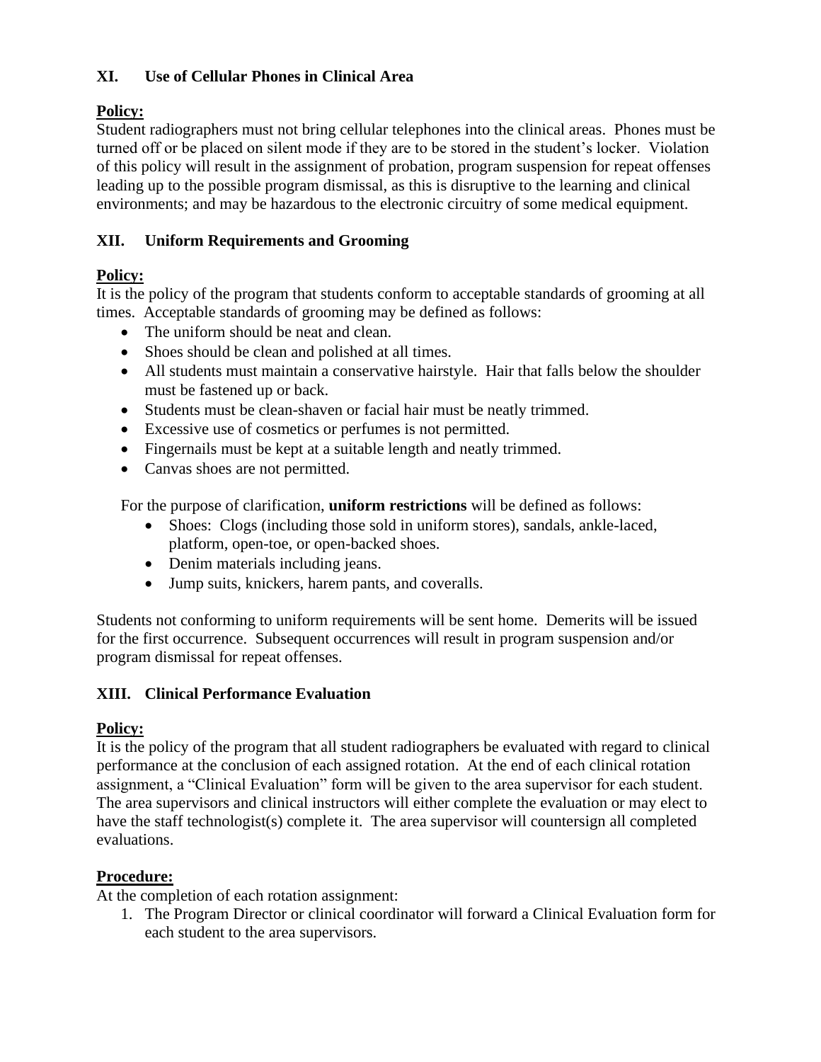## XI. Use of Cellular Phones in Clinical Area

**Policy:**

Student radiographers must not bring cellular telephones into the clinical areas. Phones must be turned off or be placed on silent mode if they are to be stored in the student's locker. Violation of this policy will result in the assignment of probation, program suspension for repeat offenses leading up to the possible program dismissal, as this is disruptive to the learning and clinical environments; and may be hazardous to the electronic circuitry of some medical equipment.

## XII. Uniform Requirements and Grooming

**Policy:**

It is the policy of the program that students conform to acceptable standards of grooming at all times. Acceptable standards of grooming may be defined as follows:

- The uniform should be neat and clean.
- Shoes should be clean and polished at all times.
- All students must maintain a conservative hairstyle. Hair that falls below the shoulder must be fastened up or back.
- Students must be clean-shaven or facial hair must be neatly trimmed.
- Excessive use of cosmetics or perfumes is not permitted.
- Fingernails must be kept at a suitable length and neatly trimmed.
- Canvas shoes are not permitted.

For the purpose of clarification, **uniform restrictions** will be defined as follows:

- Shoes: Clogs (including those sold in uniform stores), sandals, ankle-laced, platform, open-toe, or open-backed shoes.
- Denim materials including jeans.
- Jump suits, knickers, harem pants, and coveralls.

Students not conforming to uniform requirements will be sent home. Demerits will be issued for the first occurrence. Subsequent occurrences will result in program suspension and/or program dismissal for repeat offenses.

## XIII. Clinical Performance Evaluation

**Policy:**

It is the policy of the program that all student radiographers be evaluated with regard to clinical performance at the conclusion of each assigned rotation. At the end of each clinical rotation assignment, a "Clinical Evaluation" form will be given to the area supervisor for each student. The area supervisors and clinical instructors will either complete the evaluation or may elect to have the staff technologist(s) complete it. The area supervisor will countersign all completed evaluations.

**Procedure:**

At the completion of each rotation assignment:

1. The Program Director or clinical coordinator will forward a Clinical Evaluation form for each student to the area supervisors.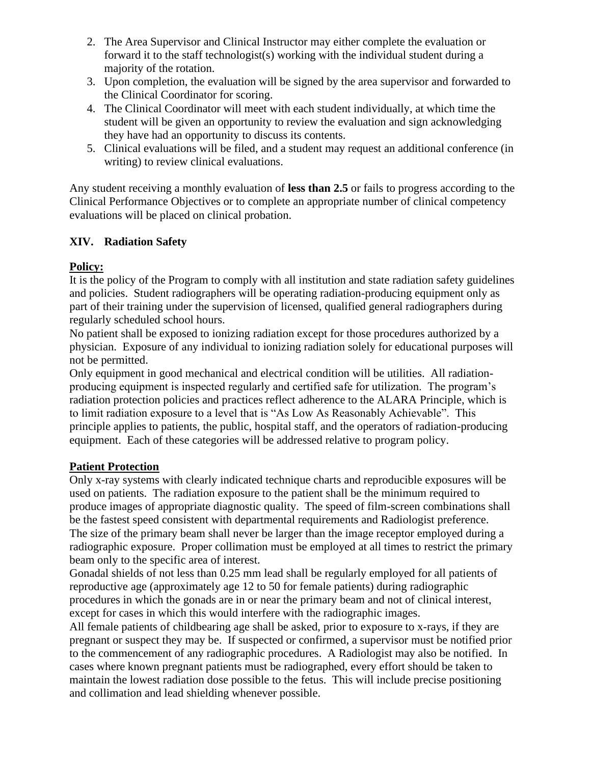2. The Area Supervisor and Clinical Instructor may either complete the evaluation or forward it to the staff technologist(s) working with the individual student during a majority of the rotation.
3. Upon completion, the evaluation will be signed by the area supervisor and forwarded to the Clinical Coordinator for scoring.
4. The Clinical Coordinator will meet with each student individually, at which time the student will be given an opportunity to review the evaluation and sign acknowledging they have had an opportunity to discuss its contents.
5. Clinical evaluations will be filed, and a student may request an additional conference (in writing) to review clinical evaluations.

Any student receiving a monthly evaluation of **less than 2.5** or fails to progress according to the Clinical Performance Objectives or to complete an appropriate number of clinical competency evaluations will be placed on clinical probation.

## XIV. Radiation Safety

**Policy:**

It is the policy of the Program to comply with all institution and state radiation safety guidelines and policies. Student radiographers will be operating radiation-producing equipment only as part of their training under the supervision of licensed, qualified general radiographers during regularly scheduled school hours.

No patient shall be exposed to ionizing radiation except for those procedures authorized by a physician. Exposure of any individual to ionizing radiation solely for educational purposes will not be permitted.

Only equipment in good mechanical and electrical condition will be utilities. All radiation-producing equipment is inspected regularly and certified safe for utilization. The program's radiation protection policies and practices reflect adherence to the ALARA Principle, which is to limit radiation exposure to a level that is "As Low As Reasonably Achievable". This principle applies to patients, the public, hospital staff, and the operators of radiation-producing equipment. Each of these categories will be addressed relative to program policy.

**Patient Protection**

Only x-ray systems with clearly indicated technique charts and reproducible exposures will be used on patients. The radiation exposure to the patient shall be the minimum required to produce images of appropriate diagnostic quality. The speed of film-screen combinations shall be the fastest speed consistent with departmental requirements and Radiologist preference.

The size of the primary beam shall never be larger than the image receptor employed during a radiographic exposure. Proper collimation must be employed at all times to restrict the primary beam only to the specific area of interest.

Gonadal shields of not less than 0.25 mm lead shall be regularly employed for all patients of reproductive age (approximately age 12 to 50 for female patients) during radiographic procedures in which the gonads are in or near the primary beam and not of clinical interest, except for cases in which this would interfere with the radiographic images.

All female patients of childbearing age shall be asked, prior to exposure to x-rays, if they are pregnant or suspect they may be. If suspected or confirmed, a supervisor must be notified prior to the commencement of any radiographic procedures. A Radiologist may also be notified. In cases where known pregnant patients must be radiographed, every effort should be taken to maintain the lowest radiation dose possible to the fetus. This will include precise positioning and collimation and lead shielding whenever possible.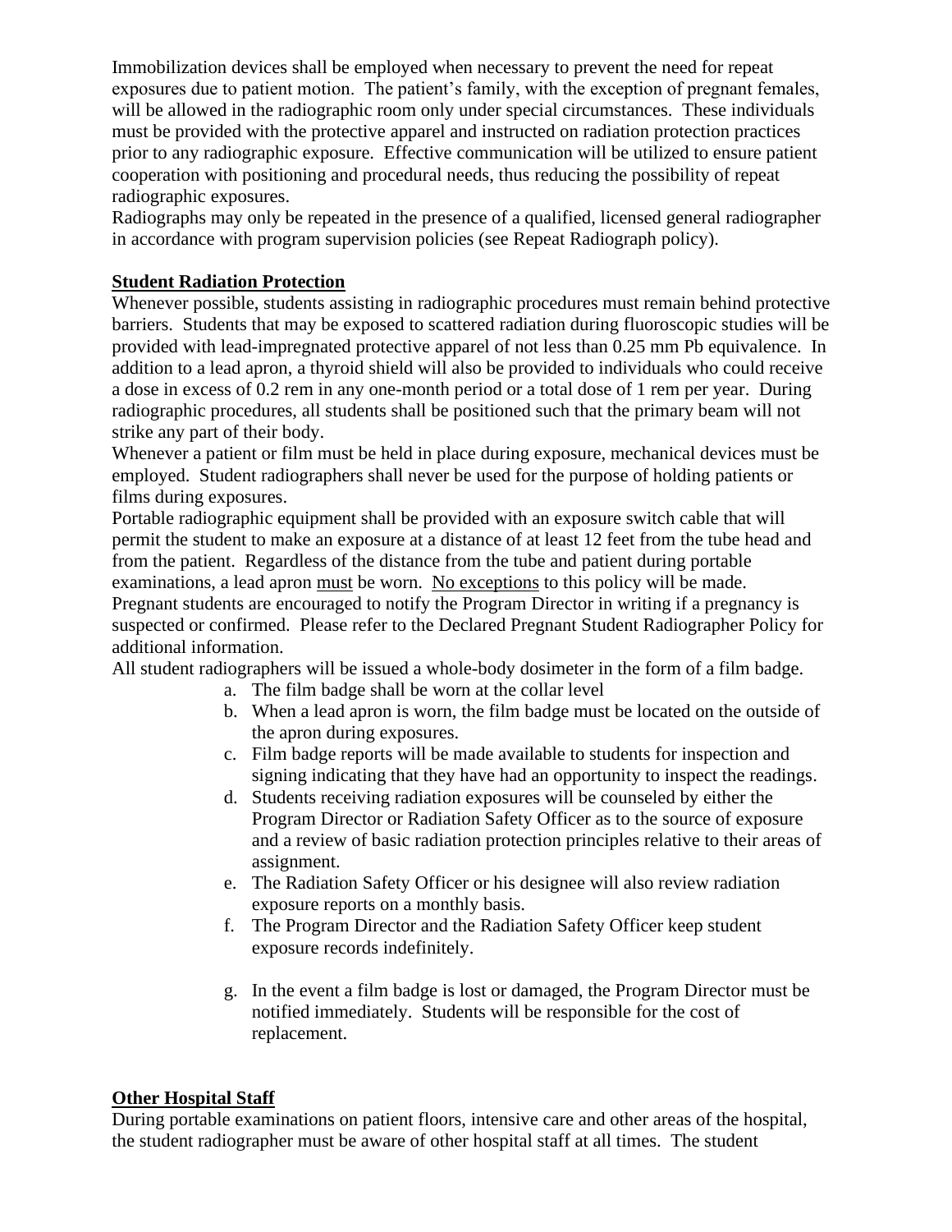Immobilization devices shall be employed when necessary to prevent the need for repeat exposures due to patient motion. The patient's family, with the exception of pregnant females, will be allowed in the radiographic room only under special circumstances. These individuals must be provided with the protective apparel and instructed on radiation protection practices prior to any radiographic exposure. Effective communication will be utilized to ensure patient cooperation with positioning and procedural needs, thus reducing the possibility of repeat radiographic exposures.

Radiographs may only be repeated in the presence of a qualified, licensed general radiographer in accordance with program supervision policies (see Repeat Radiograph policy).

**Student Radiation Protection**

Whenever possible, students assisting in radiographic procedures must remain behind protective barriers. Students that may be exposed to scattered radiation during fluoroscopic studies will be provided with lead-impregnated protective apparel of not less than 0.25 mm Pb equivalence. In addition to a lead apron, a thyroid shield will also be provided to individuals who could receive a dose in excess of 0.2 rem in any one-month period or a total dose of 1 rem per year. During radiographic procedures, all students shall be positioned such that the primary beam will not strike any part of their body.

Whenever a patient or film must be held in place during exposure, mechanical devices must be employed. Student radiographers shall never be used for the purpose of holding patients or films during exposures.

Portable radiographic equipment shall be provided with an exposure switch cable that will permit the student to make an exposure at a distance of at least 12 feet from the tube head and from the patient. Regardless of the distance from the tube and patient during portable examinations, a lead apron <u>must</u> be worn. <u>No exceptions</u> to this policy will be made.

Pregnant students are encouraged to notify the Program Director in writing if a pregnancy is suspected or confirmed. Please refer to the Declared Pregnant Student Radiographer Policy for additional information.

All student radiographers will be issued a whole-body dosimeter in the form of a film badge.

a. The film badge shall be worn at the collar level
b. When a lead apron is worn, the film badge must be located on the outside of the apron during exposures.
c. Film badge reports will be made available to students for inspection and signing indicating that they have had an opportunity to inspect the readings.
d. Students receiving radiation exposures will be counseled by either the Program Director or Radiation Safety Officer as to the source of exposure and a review of basic radiation protection principles relative to their areas of assignment.
e. The Radiation Safety Officer or his designee will also review radiation exposure reports on a monthly basis.
f. The Program Director and the Radiation Safety Officer keep student exposure records indefinitely.
g. In the event a film badge is lost or damaged, the Program Director must be notified immediately. Students will be responsible for the cost of replacement.

**Other Hospital Staff**

During portable examinations on patient floors, intensive care and other areas of the hospital, the student radiographer must be aware of other hospital staff at all times. The student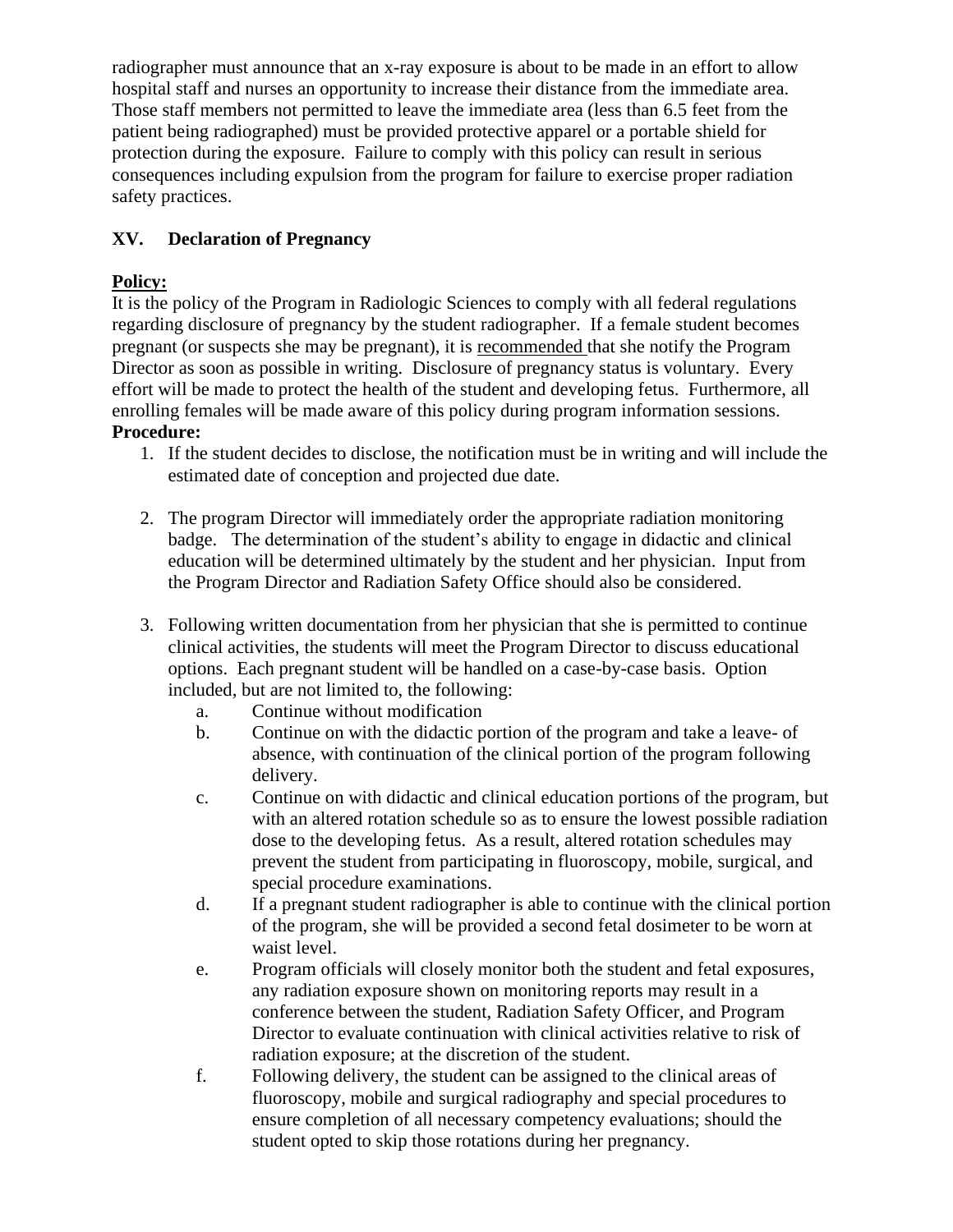radiographer must announce that an x-ray exposure is about to be made in an effort to allow hospital staff and nurses an opportunity to increase their distance from the immediate area. Those staff members not permitted to leave the immediate area (less than 6.5 feet from the patient being radiographed) must be provided protective apparel or a portable shield for protection during the exposure. Failure to comply with this policy can result in serious consequences including expulsion from the program for failure to exercise proper radiation safety practices.

## XV. Declaration of Pregnancy

**Policy:**

It is the policy of the Program in Radiologic Sciences to comply with all federal regulations regarding disclosure of pregnancy by the student radiographer. If a female student becomes pregnant (or suspects she may be pregnant), it is recommended that she notify the Program Director as soon as possible in writing. Disclosure of pregnancy status is voluntary. Every effort will be made to protect the health of the student and developing fetus. Furthermore, all enrolling females will be made aware of this policy during program information sessions.

**Procedure:**

1. If the student decides to disclose, the notification must be in writing and will include the estimated date of conception and projected due date.

2. The program Director will immediately order the appropriate radiation monitoring badge. The determination of the student's ability to engage in didactic and clinical education will be determined ultimately by the student and her physician. Input from the Program Director and Radiation Safety Office should also be considered.

3. Following written documentation from her physician that she is permitted to continue clinical activities, the students will meet the Program Director to discuss educational options. Each pregnant student will be handled on a case-by-case basis. Option included, but are not limited to, the following:
   a. Continue without modification
   b. Continue on with the didactic portion of the program and take a leave- of absence, with continuation of the clinical portion of the program following delivery.
   c. Continue on with didactic and clinical education portions of the program, but with an altered rotation schedule so as to ensure the lowest possible radiation dose to the developing fetus. As a result, altered rotation schedules may prevent the student from participating in fluoroscopy, mobile, surgical, and special procedure examinations.
   d. If a pregnant student radiographer is able to continue with the clinical portion of the program, she will be provided a second fetal dosimeter to be worn at waist level.
   e. Program officials will closely monitor both the student and fetal exposures, any radiation exposure shown on monitoring reports may result in a conference between the student, Radiation Safety Officer, and Program Director to evaluate continuation with clinical activities relative to risk of radiation exposure; at the discretion of the student.
   f. Following delivery, the student can be assigned to the clinical areas of fluoroscopy, mobile and surgical radiography and special procedures to ensure completion of all necessary competency evaluations; should the student opted to skip those rotations during her pregnancy.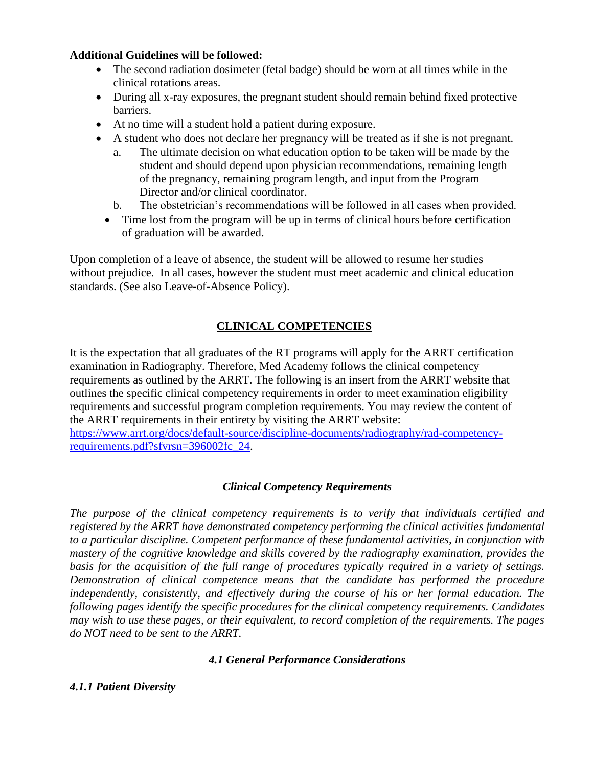**Additional Guidelines will be followed:**

- The second radiation dosimeter (fetal badge) should be worn at all times while in the clinical rotations areas.
- During all x-ray exposures, the pregnant student should remain behind fixed protective barriers.
- At no time will a student hold a patient during exposure.
- A student who does not declare her pregnancy will be treated as if she is not pregnant.
  a. The ultimate decision on what education option to be taken will be made by the student and should depend upon physician recommendations, remaining length of the pregnancy, remaining program length, and input from the Program Director and/or clinical coordinator.
  b. The obstetrician's recommendations will be followed in all cases when provided.
- Time lost from the program will be up in terms of clinical hours before certification of graduation will be awarded.

Upon completion of a leave of absence, the student will be allowed to resume her studies without prejudice. In all cases, however the student must meet academic and clinical education standards. (See also Leave-of-Absence Policy).

## CLINICAL COMPETENCIES

It is the expectation that all graduates of the RT programs will apply for the ARRT certification examination in Radiography. Therefore, Med Academy follows the clinical competency requirements as outlined by the ARRT. The following is an insert from the ARRT website that outlines the specific clinical competency requirements in order to meet examination eligibility requirements and successful program completion requirements. You may review the content of the ARRT requirements in their entirety by visiting the ARRT website: https://www.arrt.org/docs/default-source/discipline-documents/radiography/rad-competency-requirements.pdf?sfvrsn=396002fc_24.

### *Clinical Competency Requirements*

*The purpose of the clinical competency requirements is to verify that individuals certified and registered by the ARRT have demonstrated competency performing the clinical activities fundamental to a particular discipline. Competent performance of these fundamental activities, in conjunction with mastery of the cognitive knowledge and skills covered by the radiography examination, provides the basis for the acquisition of the full range of procedures typically required in a variety of settings. Demonstration of clinical competence means that the candidate has performed the procedure independently, consistently, and effectively during the course of his or her formal education. The following pages identify the specific procedures for the clinical competency requirements. Candidates may wish to use these pages, or their equivalent, to record completion of the requirements. The pages do NOT need to be sent to the ARRT.*

### *4.1 General Performance Considerations*

#### *4.1.1 Patient Diversity*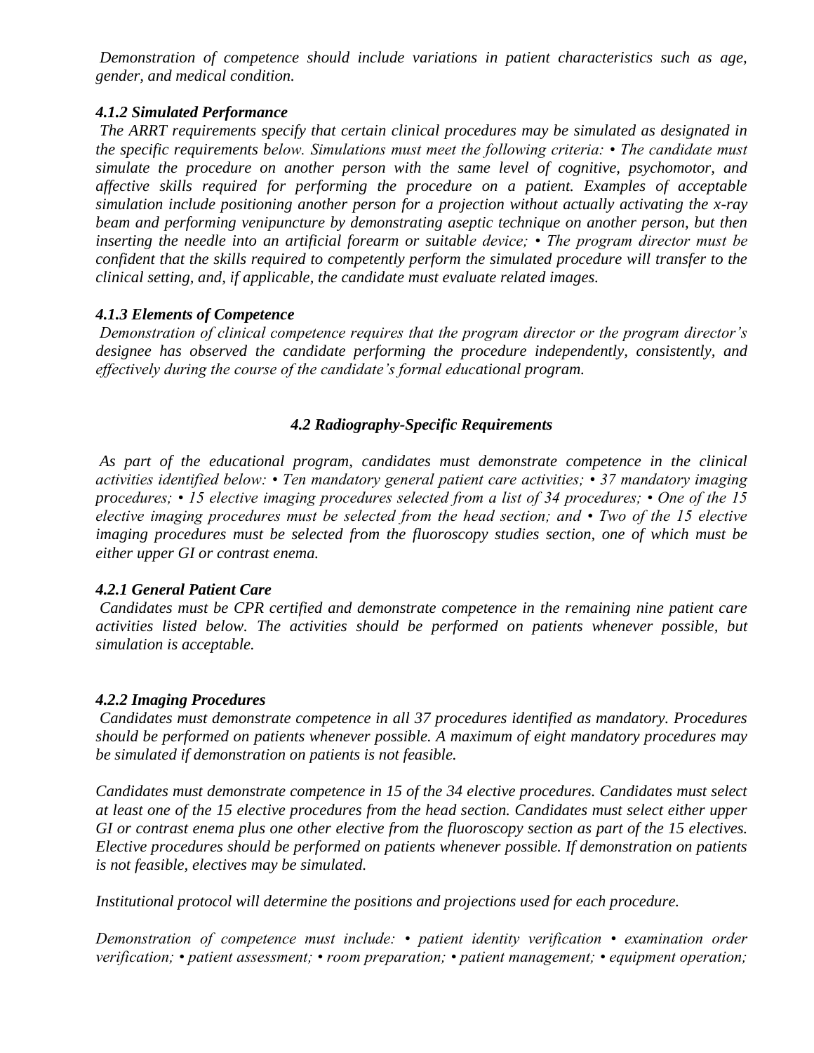*Demonstration of competence should include variations in patient characteristics such as age, gender, and medical condition.*

#### *4.1.2 Simulated Performance*

*The ARRT requirements specify that certain clinical procedures may be simulated as designated in the specific requirements below. Simulations must meet the following criteria: • The candidate must simulate the procedure on another person with the same level of cognitive, psychomotor, and affective skills required for performing the procedure on a patient. Examples of acceptable simulation include positioning another person for a projection without actually activating the x-ray beam and performing venipuncture by demonstrating aseptic technique on another person, but then inserting the needle into an artificial forearm or suitable device; • The program director must be confident that the skills required to competently perform the simulated procedure will transfer to the clinical setting, and, if applicable, the candidate must evaluate related images.*

#### *4.1.3 Elements of Competence*

*Demonstration of clinical competence requires that the program director or the program director's designee has observed the candidate performing the procedure independently, consistently, and effectively during the course of the candidate's formal educational program.*

### *4.2 Radiography-Specific Requirements*

*As part of the educational program, candidates must demonstrate competence in the clinical activities identified below: • Ten mandatory general patient care activities; • 37 mandatory imaging procedures; • 15 elective imaging procedures selected from a list of 34 procedures; • One of the 15 elective imaging procedures must be selected from the head section; and • Two of the 15 elective imaging procedures must be selected from the fluoroscopy studies section, one of which must be either upper GI or contrast enema.*

#### *4.2.1 General Patient Care*

*Candidates must be CPR certified and demonstrate competence in the remaining nine patient care activities listed below. The activities should be performed on patients whenever possible, but simulation is acceptable.*

#### *4.2.2 Imaging Procedures*

*Candidates must demonstrate competence in all 37 procedures identified as mandatory. Procedures should be performed on patients whenever possible. A maximum of eight mandatory procedures may be simulated if demonstration on patients is not feasible.*

*Candidates must demonstrate competence in 15 of the 34 elective procedures. Candidates must select at least one of the 15 elective procedures from the head section. Candidates must select either upper GI or contrast enema plus one other elective from the fluoroscopy section as part of the 15 electives. Elective procedures should be performed on patients whenever possible. If demonstration on patients is not feasible, electives may be simulated.*

*Institutional protocol will determine the positions and projections used for each procedure.*

*Demonstration of competence must include: • patient identity verification • examination order verification; • patient assessment; • room preparation; • patient management; • equipment operation;*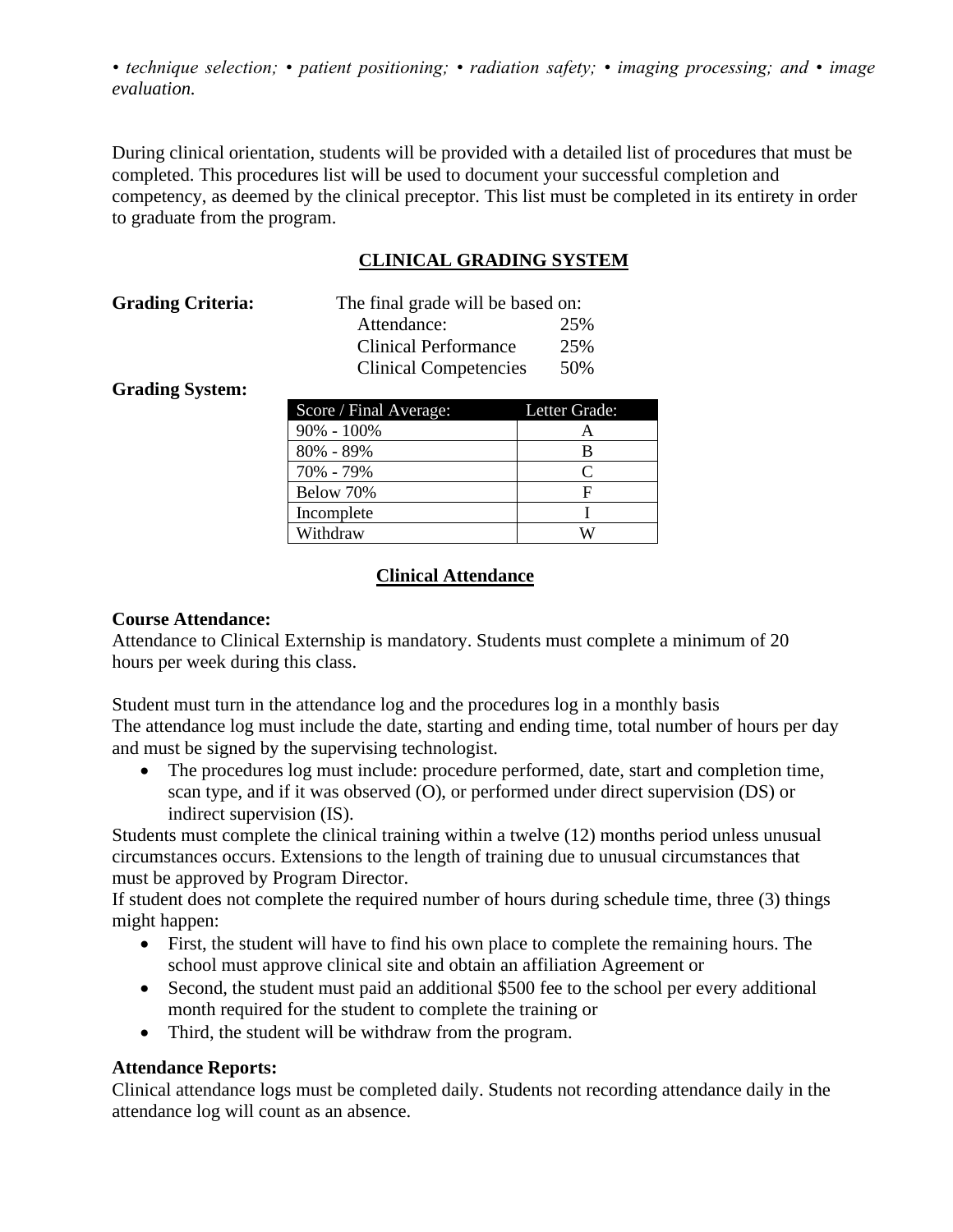*• technique selection; • patient positioning; • radiation safety; • imaging processing; and • image evaluation.*

During clinical orientation, students will be provided with a detailed list of procedures that must be completed. This procedures list will be used to document your successful completion and competency, as deemed by the clinical preceptor. This list must be completed in its entirety in order to graduate from the program.

## CLINICAL GRADING SYSTEM

**Grading Criteria:** The final grade will be based on:

| | |
|---|---|
| Attendance: | 25% |
| Clinical Performance | 25% |
| Clinical Competencies | 50% |

**Grading System:**

| Score / Final Average: | Letter Grade: |
|---|---|
| 90% - 100% | A |
| 80% - 89% | B |
| 70% - 79% | C |
| Below 70% | F |
| Incomplete | I |
| Withdraw | W |

## Clinical Attendance

**Course Attendance:**
Attendance to Clinical Externship is mandatory. Students must complete a minimum of 20 hours per week during this class.

Student must turn in the attendance log and the procedures log in a monthly basis
The attendance log must include the date, starting and ending time, total number of hours per day and must be signed by the supervising technologist.

- The procedures log must include: procedure performed, date, start and completion time, scan type, and if it was observed (O), or performed under direct supervision (DS) or indirect supervision (IS).

Students must complete the clinical training within a twelve (12) months period unless unusual circumstances occurs. Extensions to the length of training due to unusual circumstances that must be approved by Program Director.
If student does not complete the required number of hours during schedule time, three (3) things might happen:

- First, the student will have to find his own place to complete the remaining hours. The school must approve clinical site and obtain an affiliation Agreement or
- Second, the student must paid an additional $500 fee to the school per every additional month required for the student to complete the training or
- Third, the student will be withdraw from the program.

**Attendance Reports:**
Clinical attendance logs must be completed daily. Students not recording attendance daily in the attendance log will count as an absence.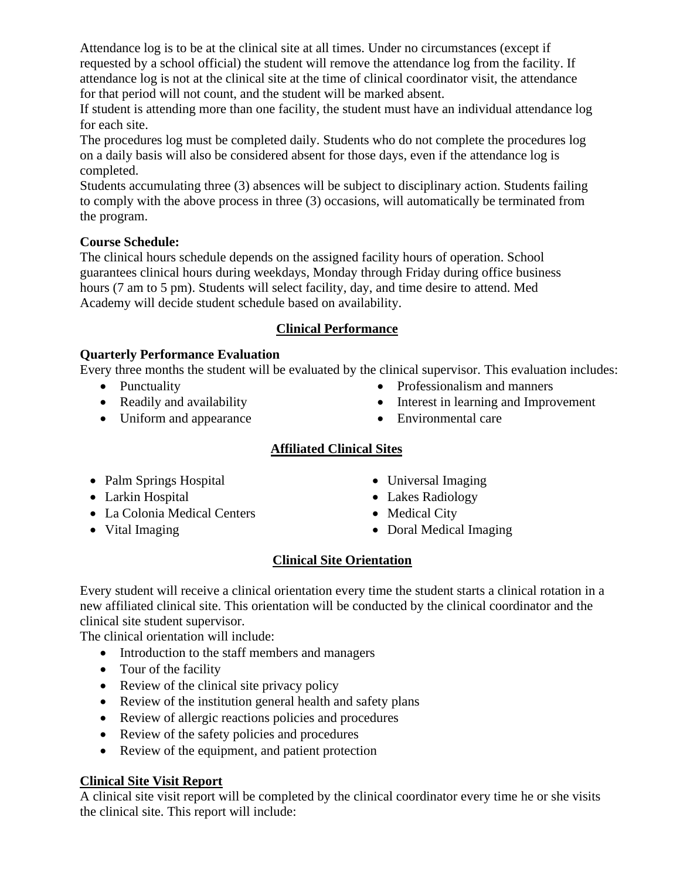Attendance log is to be at the clinical site at all times. Under no circumstances (except if requested by a school official) the student will remove the attendance log from the facility. If attendance log is not at the clinical site at the time of clinical coordinator visit, the attendance for that period will not count, and the student will be marked absent.

If student is attending more than one facility, the student must have an individual attendance log for each site.

The procedures log must be completed daily. Students who do not complete the procedures log on a daily basis will also be considered absent for those days, even if the attendance log is completed.

Students accumulating three (3) absences will be subject to disciplinary action. Students failing to comply with the above process in three (3) occasions, will automatically be terminated from the program.

**Course Schedule:**

The clinical hours schedule depends on the assigned facility hours of operation. School guarantees clinical hours during weekdays, Monday through Friday during office business hours (7 am to 5 pm). Students will select facility, day, and time desire to attend. Med Academy will decide student schedule based on availability.

## Clinical Performance

**Quarterly Performance Evaluation**

Every three months the student will be evaluated by the clinical supervisor. This evaluation includes:

- Punctuality
- Readily and availability
- Uniform and appearance
- Professionalism and manners
- Interest in learning and Improvement
- Environmental care

## Affiliated Clinical Sites

- Palm Springs Hospital
- Larkin Hospital
- La Colonia Medical Centers
- Vital Imaging
- Universal Imaging
- Lakes Radiology
- Medical City
- Doral Medical Imaging

## Clinical Site Orientation

Every student will receive a clinical orientation every time the student starts a clinical rotation in a new affiliated clinical site. This orientation will be conducted by the clinical coordinator and the clinical site student supervisor.

The clinical orientation will include:

- Introduction to the staff members and managers
- Tour of the facility
- Review of the clinical site privacy policy
- Review of the institution general health and safety plans
- Review of allergic reactions policies and procedures
- Review of the safety policies and procedures
- Review of the equipment, and patient protection

## Clinical Site Visit Report

A clinical site visit report will be completed by the clinical coordinator every time he or she visits the clinical site. This report will include: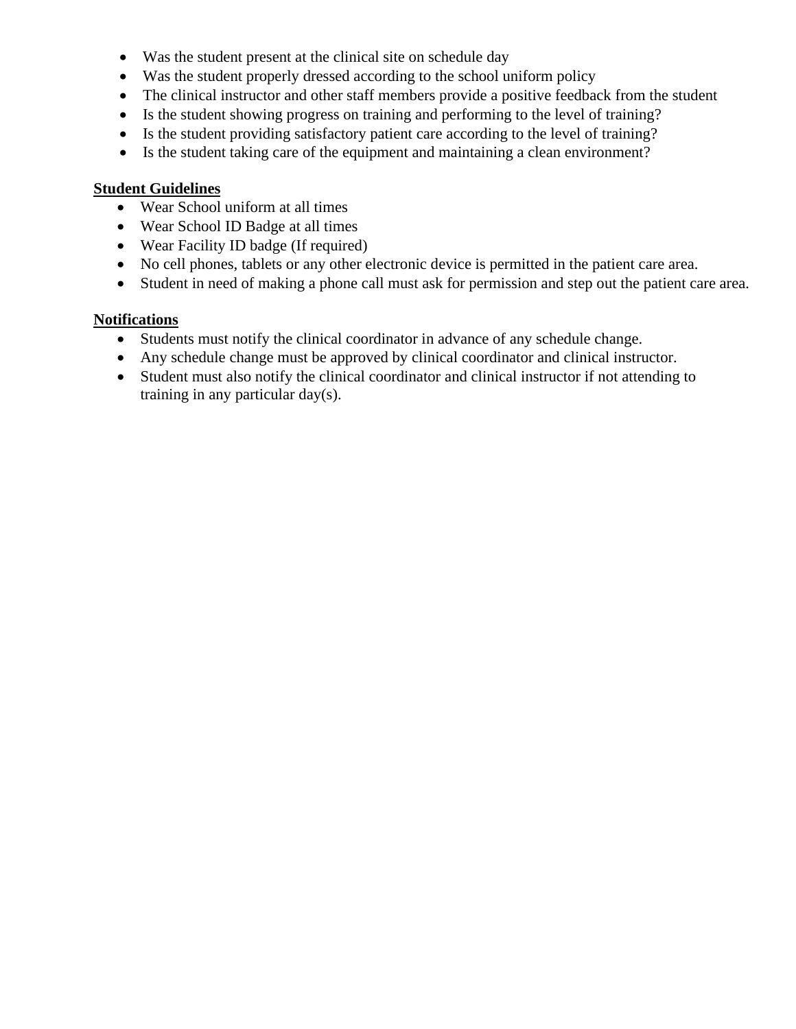- Was the student present at the clinical site on schedule day
- Was the student properly dressed according to the school uniform policy
- The clinical instructor and other staff members provide a positive feedback from the student
- Is the student showing progress on training and performing to the level of training?
- Is the student providing satisfactory patient care according to the level of training?
- Is the student taking care of the equipment and maintaining a clean environment?

**Student Guidelines**

- Wear School uniform at all times
- Wear School ID Badge at all times
- Wear Facility ID badge (If required)
- No cell phones, tablets or any other electronic device is permitted in the patient care area.
- Student in need of making a phone call must ask for permission and step out the patient care area.

**Notifications**

- Students must notify the clinical coordinator in advance of any schedule change.
- Any schedule change must be approved by clinical coordinator and clinical instructor.
- Student must also notify the clinical coordinator and clinical instructor if not attending to training in any particular day(s).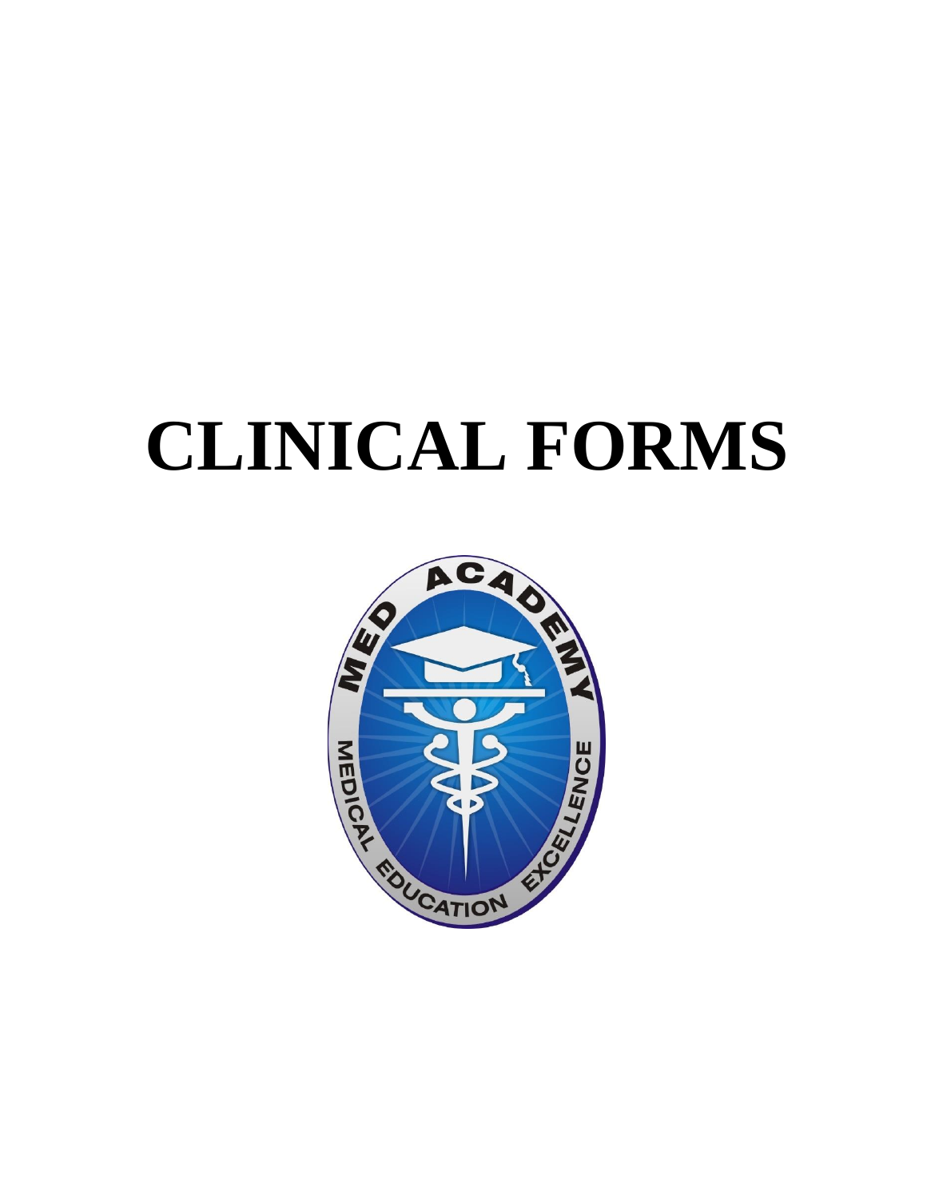# CLINICAL FORMS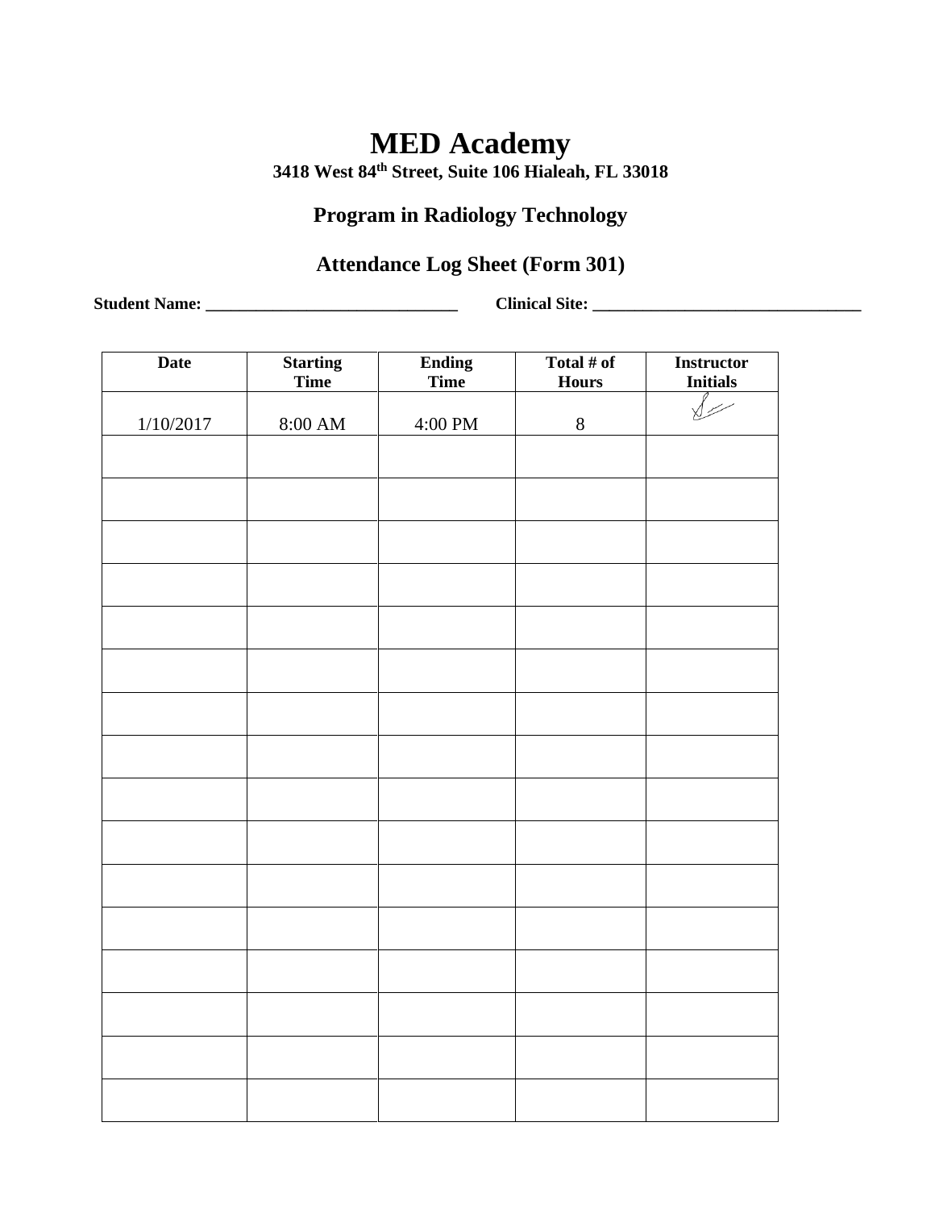# MED Academy

**3418 West 84th Street, Suite 106 Hialeah, FL 33018**

## Program in Radiology Technology

## Attendance Log Sheet (Form 301)

**Student Name: ______________________________** **Clinical Site: ________________________________**

| Date | Starting Time | Ending Time | Total # of Hours | Instructor Initials |
|---|---|---|---|---|
| 1/10/2017 | 8:00 AM | 4:00 PM | 8 | |
| | | | | |
| | | | | |
| | | | | |
| | | | | |
| | | | | |
| | | | | |
| | | | | |
| | | | | |
| | | | | |
| | | | | |
| | | | | |
| | | | | |
| | | | | |
| | | | | |
| | | | | |
| | | | | |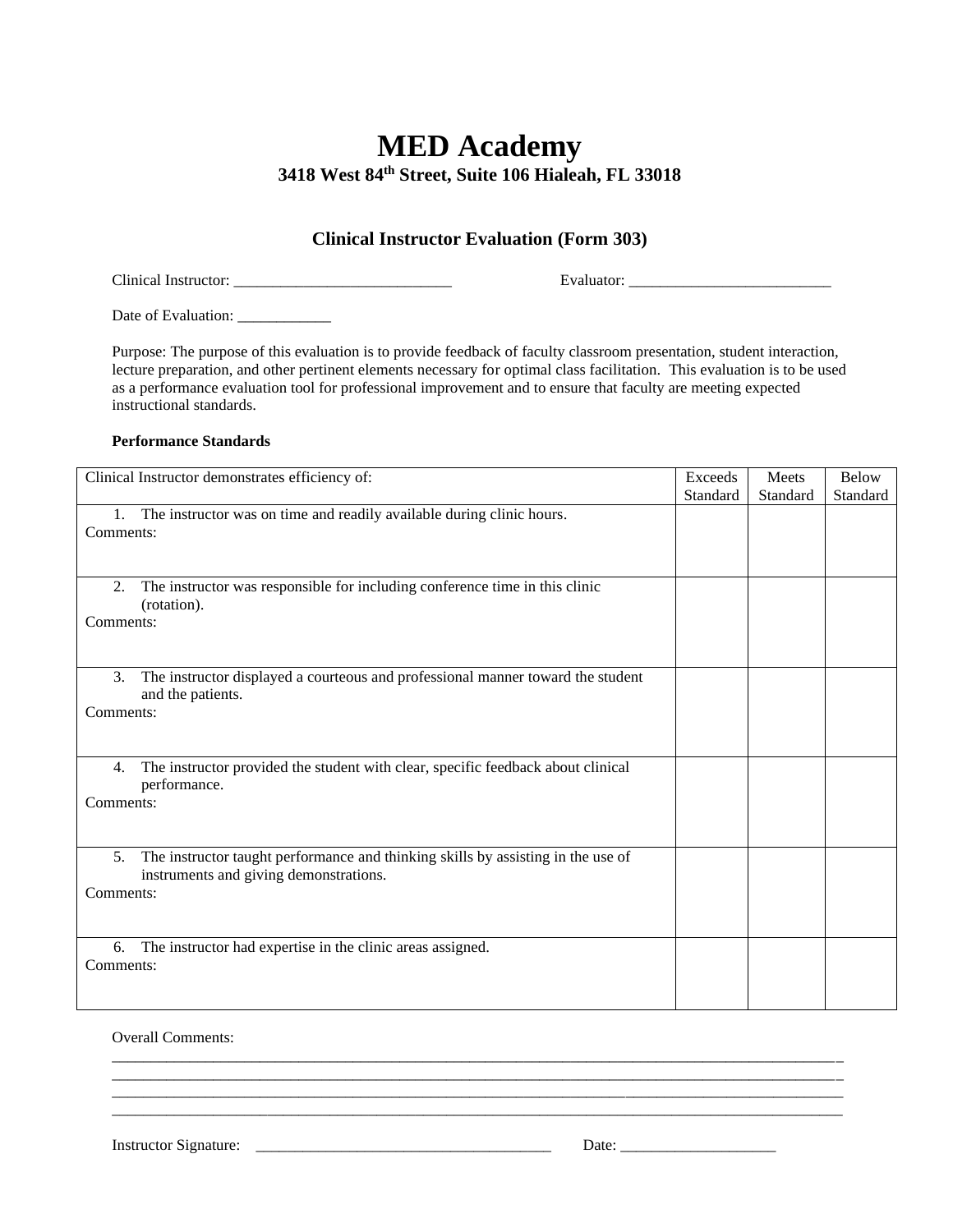# MED Academy

**3418 West 84th Street, Suite 106 Hialeah, FL 33018**

### Clinical Instructor Evaluation (Form 303)

Clinical Instructor: ____________________________ Evaluator: __________________________

Date of Evaluation: ____________

Purpose: The purpose of this evaluation is to provide feedback of faculty classroom presentation, student interaction, lecture preparation, and other pertinent elements necessary for optimal class facilitation. This evaluation is to be used as a performance evaluation tool for professional improvement and to ensure that faculty are meeting expected instructional standards.

**Performance Standards**

| Clinical Instructor demonstrates efficiency of: | Exceeds Standard | Meets Standard | Below Standard |
|---|---|---|---|
| 1. The instructor was on time and readily available during clinic hours.<br>Comments: | | | |
| 2. The instructor was responsible for including conference time in this clinic (rotation).<br>Comments: | | | |
| 3. The instructor displayed a courteous and professional manner toward the student and the patients.<br>Comments: | | | |
| 4. The instructor provided the student with clear, specific feedback about clinical performance.<br>Comments: | | | |
| 5. The instructor taught performance and thinking skills by assisting in the use of instruments and giving demonstrations.<br>Comments: | | | |
| 6. The instructor had expertise in the clinic areas assigned.<br>Comments: | | | |

Overall Comments:

______________________________________________________________________________________________

______________________________________________________________________________________________

______________________________________________________________________________________________

______________________________________________________________________________________________

Instructor Signature: ________________________________________ Date: ____________________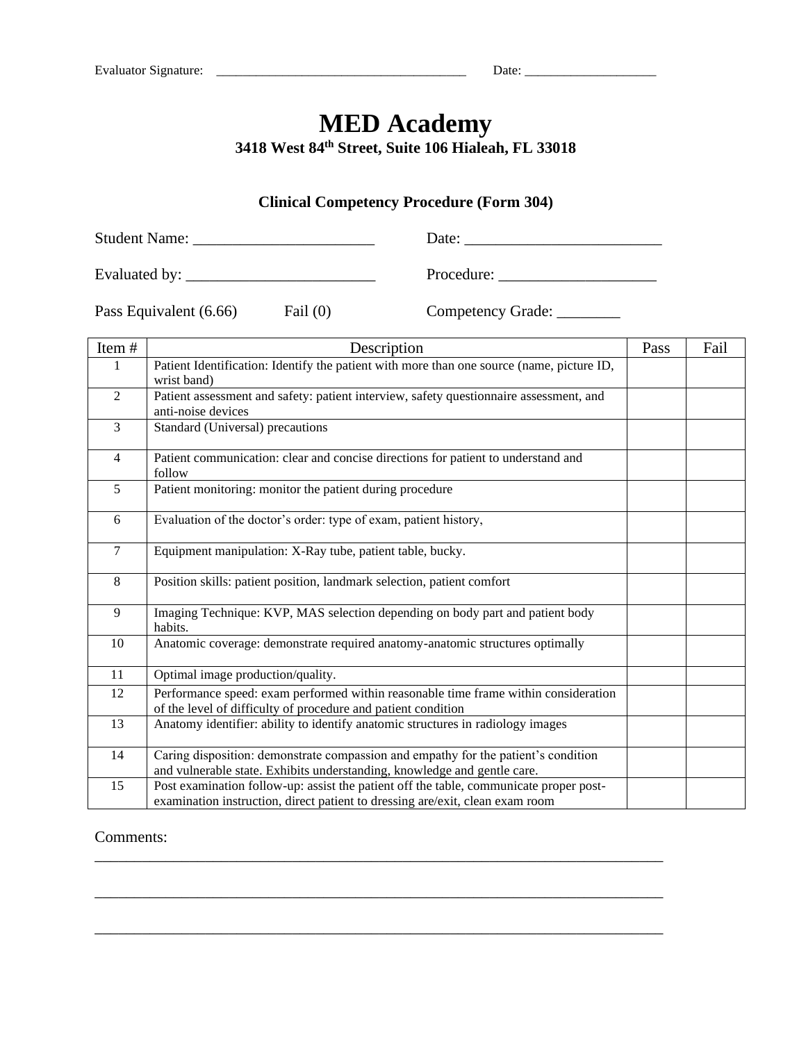Evaluator Signature: ______________________________________ Date: ____________________

# MED Academy

**3418 West 84th Street, Suite 106 Hialeah, FL 33018**

**Clinical Competency Procedure (Form 304)**

Student Name: _______________________ Date: _________________________

Evaluated by: ________________________ Procedure: ____________________

Pass Equivalent (6.66) Fail (0) Competency Grade: ________

| Item # | Description | Pass | Fail |
|---|---|---|---|
| 1 | Patient Identification: Identify the patient with more than one source (name, picture ID, wrist band) | | |
| 2 | Patient assessment and safety: patient interview, safety questionnaire assessment, and anti-noise devices | | |
| 3 | Standard (Universal) precautions | | |
| 4 | Patient communication: clear and concise directions for patient to understand and follow | | |
| 5 | Patient monitoring: monitor the patient during procedure | | |
| 6 | Evaluation of the doctor's order: type of exam, patient history, | | |
| 7 | Equipment manipulation: X-Ray tube, patient table, bucky. | | |
| 8 | Position skills: patient position, landmark selection, patient comfort | | |
| 9 | Imaging Technique: KVP, MAS selection depending on body part and patient body habits. | | |
| 10 | Anatomic coverage: demonstrate required anatomy-anatomic structures optimally | | |
| 11 | Optimal image production/quality. | | |
| 12 | Performance speed: exam performed within reasonable time frame within consideration of the level of difficulty of procedure and patient condition | | |
| 13 | Anatomy identifier: ability to identify anatomic structures in radiology images | | |
| 14 | Caring disposition: demonstrate compassion and empathy for the patient's condition and vulnerable state. Exhibits understanding, knowledge and gentle care. | | |
| 15 | Post examination follow-up: assist the patient off the table, communicate proper post-examination instruction, direct patient to dressing are/exit, clean exam room | | |

Comments:
_____________________________________________________________________________

_____________________________________________________________________________

_____________________________________________________________________________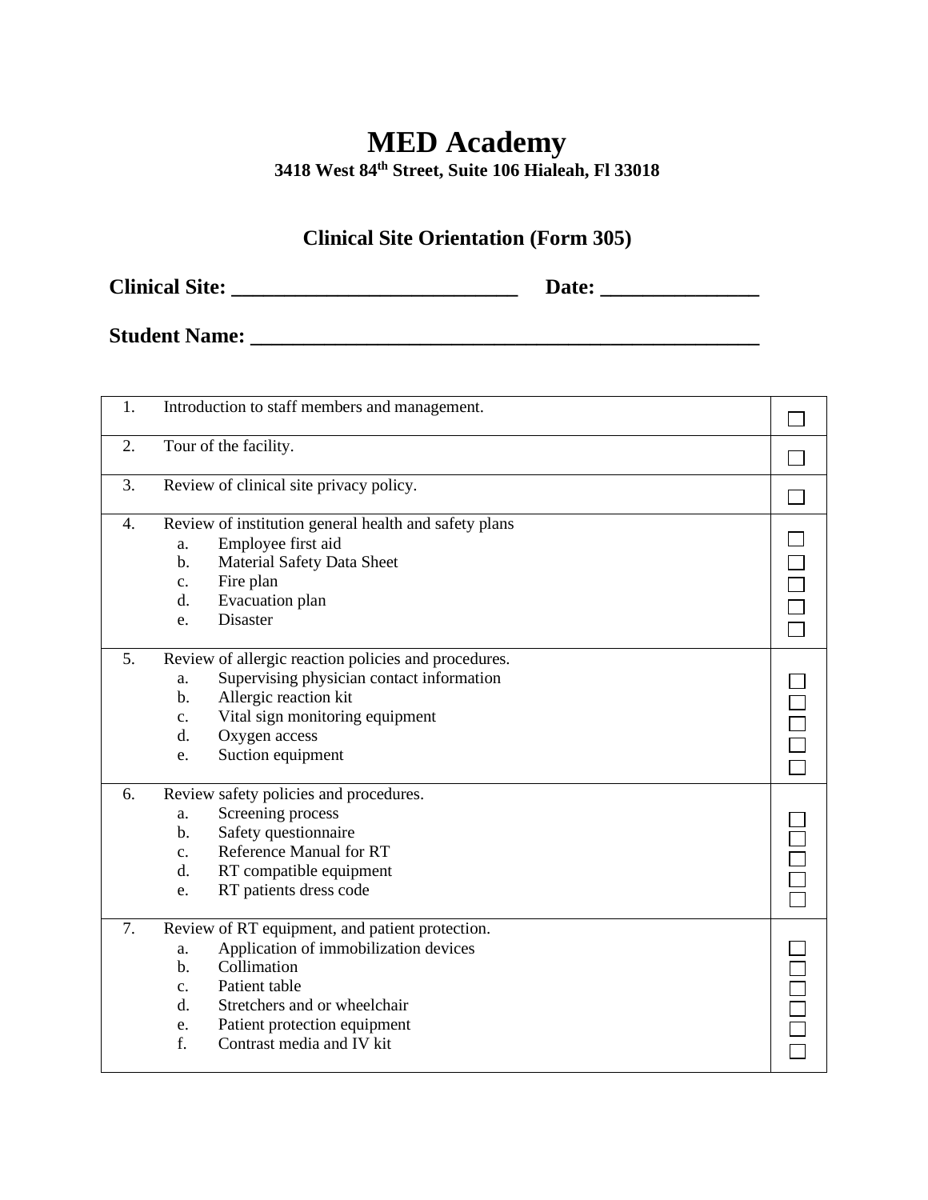# MED Academy

**3418 West 84th Street, Suite 106 Hialeah, Fl 33018**

## Clinical Site Orientation (Form 305)

**Clinical Site: ____________________________ Date: _______________**

**Student Name: __________________________________________________**

| | | |
|---|---|---|
| 1. | Introduction to staff members and management. | ☐ |
| 2. | Tour of the facility. | ☐ |
| 3. | Review of clinical site privacy policy. | ☐ |
| 4. | Review of institution general health and safety plans<br>a. Employee first aid<br>b. Material Safety Data Sheet<br>c. Fire plan<br>d. Evacuation plan<br>e. Disaster | ☐<br>☐<br>☐<br>☐<br>☐ |
| 5. | Review of allergic reaction policies and procedures.<br>a. Supervising physician contact information<br>b. Allergic reaction kit<br>c. Vital sign monitoring equipment<br>d. Oxygen access<br>e. Suction equipment | ☐<br>☐<br>☐<br>☐<br>☐ |
| 6. | Review safety policies and procedures.<br>a. Screening process<br>b. Safety questionnaire<br>c. Reference Manual for RT<br>d. RT compatible equipment<br>e. RT patients dress code | ☐<br>☐<br>☐<br>☐<br>☐ |
| 7. | Review of RT equipment, and patient protection.<br>a. Application of immobilization devices<br>b. Collimation<br>c. Patient table<br>d. Stretchers and or wheelchair<br>e. Patient protection equipment<br>f. Contrast media and IV kit | ☐<br>☐<br>☐<br>☐<br>☐<br>☐ |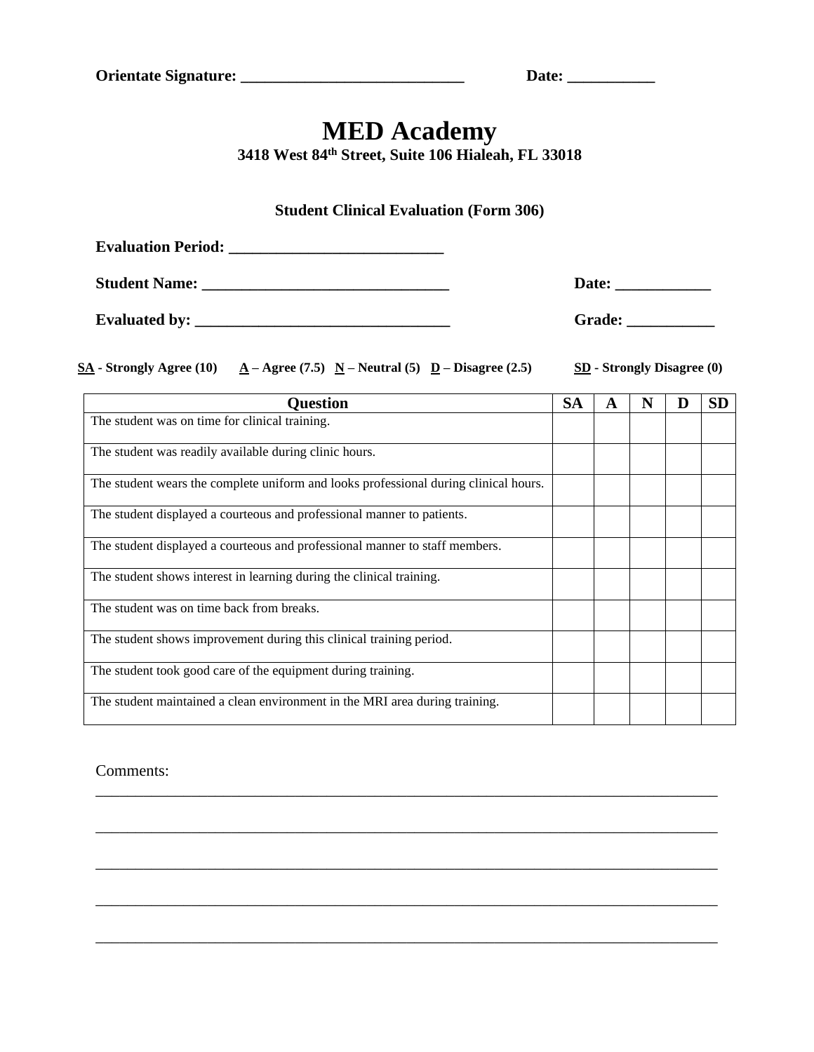**Orientate Signature: ____________________________ Date: ___________**

# MED Academy

**3418 West 84th Street, Suite 106 Hialeah, FL 33018**

**Student Clinical Evaluation (Form 306)**

**Evaluation Period: ___________________________**

**Student Name: _______________________________ Date: ____________**

**Evaluated by: ________________________________ Grade: ___________**

**SA - Strongly Agree (10) A – Agree (7.5) N – Neutral (5) D – Disagree (2.5) SD - Strongly Disagree (0)**

| Question | SA | A | N | D | SD |
|---|---|---|---|---|---|
| The student was on time for clinical training. | | | | | |
| The student was readily available during clinic hours. | | | | | |
| The student wears the complete uniform and looks professional during clinical hours. | | | | | |
| The student displayed a courteous and professional manner to patients. | | | | | |
| The student displayed a courteous and professional manner to staff members. | | | | | |
| The student shows interest in learning during the clinical training. | | | | | |
| The student was on time back from breaks. | | | | | |
| The student shows improvement during this clinical training period. | | | | | |
| The student took good care of the equipment during training. | | | | | |
| The student maintained a clean environment in the MRI area during training. | | | | | |

Comments:
_______________________________________________________________________________

_______________________________________________________________________________

_______________________________________________________________________________

_______________________________________________________________________________

_______________________________________________________________________________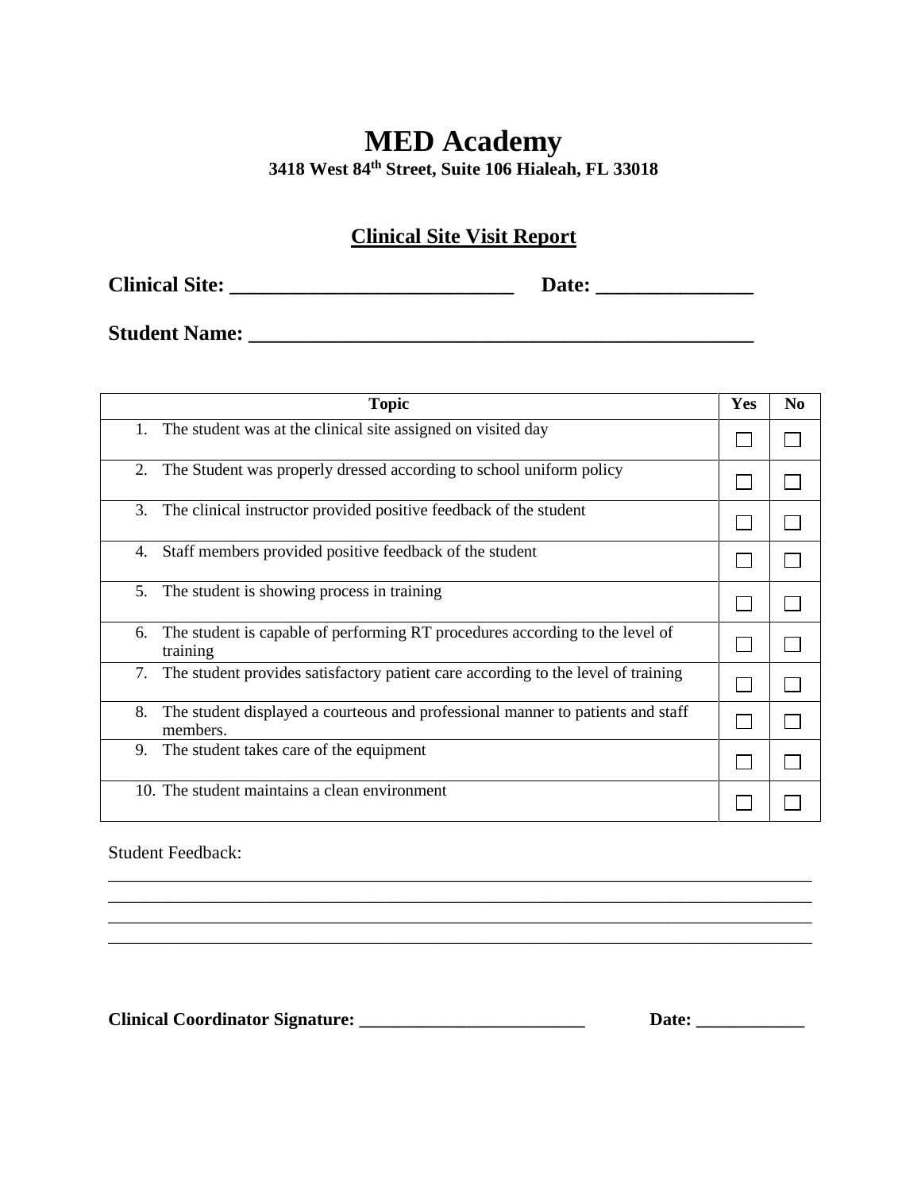# MED Academy

**3418 West 84th Street, Suite 106 Hialeah, FL 33018**

## Clinical Site Visit Report

**Clinical Site: ____________________________ Date: _______________**

**Student Name: __________________________________________________**

| Topic | Yes | No |
|---|---|---|
| 1. The student was at the clinical site assigned on visited day | ☐ | ☐ |
| 2. The Student was properly dressed according to school uniform policy | ☐ | ☐ |
| 3. The clinical instructor provided positive feedback of the student | ☐ | ☐ |
| 4. Staff members provided positive feedback of the student | ☐ | ☐ |
| 5. The student is showing process in training | ☐ | ☐ |
| 6. The student is capable of performing RT procedures according to the level of training | ☐ | ☐ |
| 7. The student provides satisfactory patient care according to the level of training | ☐ | ☐ |
| 8. The student displayed a courteous and professional manner to patients and staff members. | ☐ | ☐ |
| 9. The student takes care of the equipment | ☐ | ☐ |
| 10. The student maintains a clean environment | ☐ | ☐ |

Student Feedback:

______________________________________________________________________________
______________________________________________________________________________
______________________________________________________________________________
______________________________________________________________________________

**Clinical Coordinator Signature: __________________________ Date: ____________**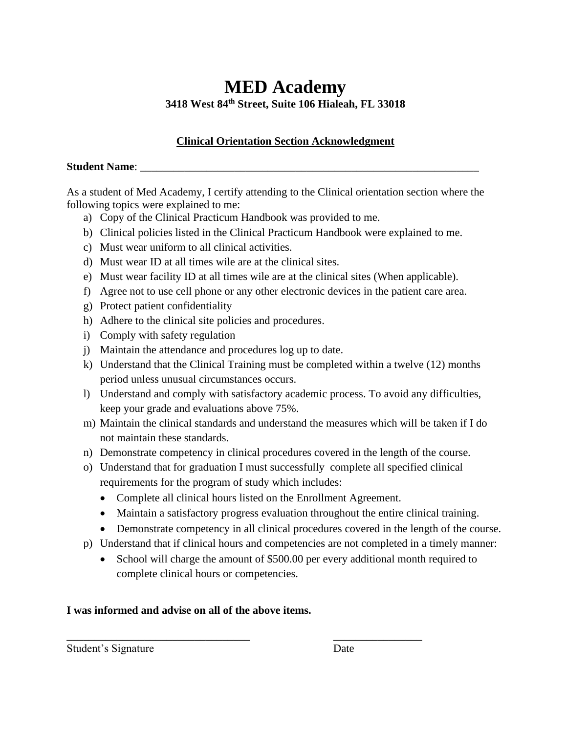# MED Academy

**3418 West 84th Street, Suite 106 Hialeah, FL 33018**

**Clinical Orientation Section Acknowledgment**

**Student Name**: ________________________________________________________________

As a student of Med Academy, I certify attending to the Clinical orientation section where the following topics were explained to me:

a) Copy of the Clinical Practicum Handbook was provided to me.
b) Clinical policies listed in the Clinical Practicum Handbook were explained to me.
c) Must wear uniform to all clinical activities.
d) Must wear ID at all times wile are at the clinical sites.
e) Must wear facility ID at all times wile are at the clinical sites (When applicable).
f) Agree not to use cell phone or any other electronic devices in the patient care area.
g) Protect patient confidentiality
h) Adhere to the clinical site policies and procedures.
i) Comply with safety regulation
j) Maintain the attendance and procedures log up to date.
k) Understand that the Clinical Training must be completed within a twelve (12) months period unless unusual circumstances occurs.
l) Understand and comply with satisfactory academic process. To avoid any difficulties, keep your grade and evaluations above 75%.
m) Maintain the clinical standards and understand the measures which will be taken if I do not maintain these standards.
n) Demonstrate competency in clinical procedures covered in the length of the course.
o) Understand that for graduation I must successfully complete all specified clinical requirements for the program of study which includes:
    - Complete all clinical hours listed on the Enrollment Agreement.
    - Maintain a satisfactory progress evaluation throughout the entire clinical training.
    - Demonstrate competency in all clinical procedures covered in the length of the course.
p) Understand that if clinical hours and competencies are not completed in a timely manner:
    - School will charge the amount of $500.00 per every additional month required to complete clinical hours or competencies.

**I was informed and advise on all of the above items.**

__________________________________ ________________

Student's Signature Date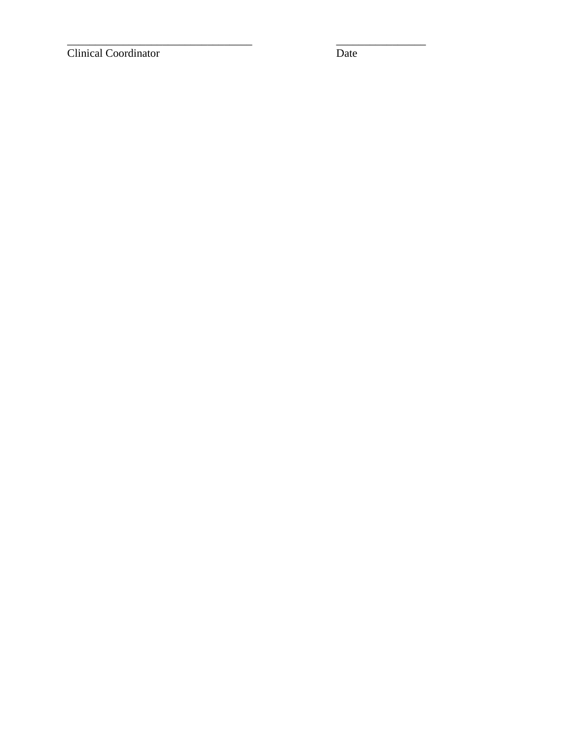___________________________________ _________________

Clinical Coordinator Date